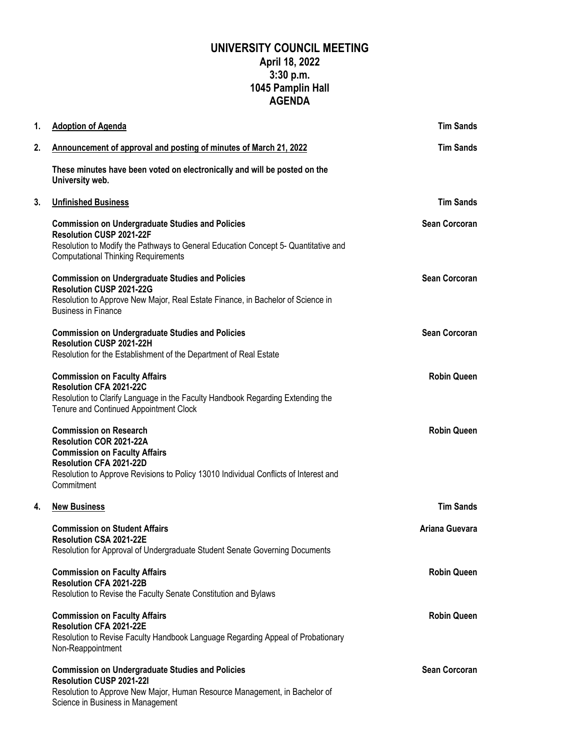# UNIVERSITY COUNCIL MEETING
## April 18, 2022
## 3:30 p.m.
## 1045 Pamplin Hall
## AGENDA

**1. Adoption of Agenda** — **Tim Sands**

**2. Announcement of approval and posting of minutes of March 21, 2022** — **Tim Sands**

**These minutes have been voted on electronically and will be posted on the University web.**

**3. Unfinished Business** — **Tim Sands**

**Commission on Undergraduate Studies and Policies** — **Sean Corcoran**
**Resolution CUSP 2021-22F**
Resolution to Modify the Pathways to General Education Concept 5- Quantitative and Computational Thinking Requirements

**Commission on Undergraduate Studies and Policies** — **Sean Corcoran**
**Resolution CUSP 2021-22G**
Resolution to Approve New Major, Real Estate Finance, in Bachelor of Science in Business in Finance

**Commission on Undergraduate Studies and Policies** — **Sean Corcoran**
**Resolution CUSP 2021-22H**
Resolution for the Establishment of the Department of Real Estate

**Commission on Faculty Affairs** — **Robin Queen**
**Resolution CFA 2021-22C**
Resolution to Clarify Language in the Faculty Handbook Regarding Extending the Tenure and Continued Appointment Clock

**Commission on Research** — **Robin Queen**
**Resolution COR 2021-22A**
**Commission on Faculty Affairs**
**Resolution CFA 2021-22D**
Resolution to Approve Revisions to Policy 13010 Individual Conflicts of Interest and Commitment

**4. New Business** — **Tim Sands**

**Commission on Student Affairs** — **Ariana Guevara**
**Resolution CSA 2021-22E**
Resolution for Approval of Undergraduate Student Senate Governing Documents

**Commission on Faculty Affairs** — **Robin Queen**
**Resolution CFA 2021-22B**
Resolution to Revise the Faculty Senate Constitution and Bylaws

**Commission on Faculty Affairs** — **Robin Queen**
**Resolution CFA 2021-22E**
Resolution to Revise Faculty Handbook Language Regarding Appeal of Probationary Non-Reappointment

**Commission on Undergraduate Studies and Policies** — **Sean Corcoran**
**Resolution CUSP 2021-22I**
Resolution to Approve New Major, Human Resource Management, in Bachelor of Science in Business in Management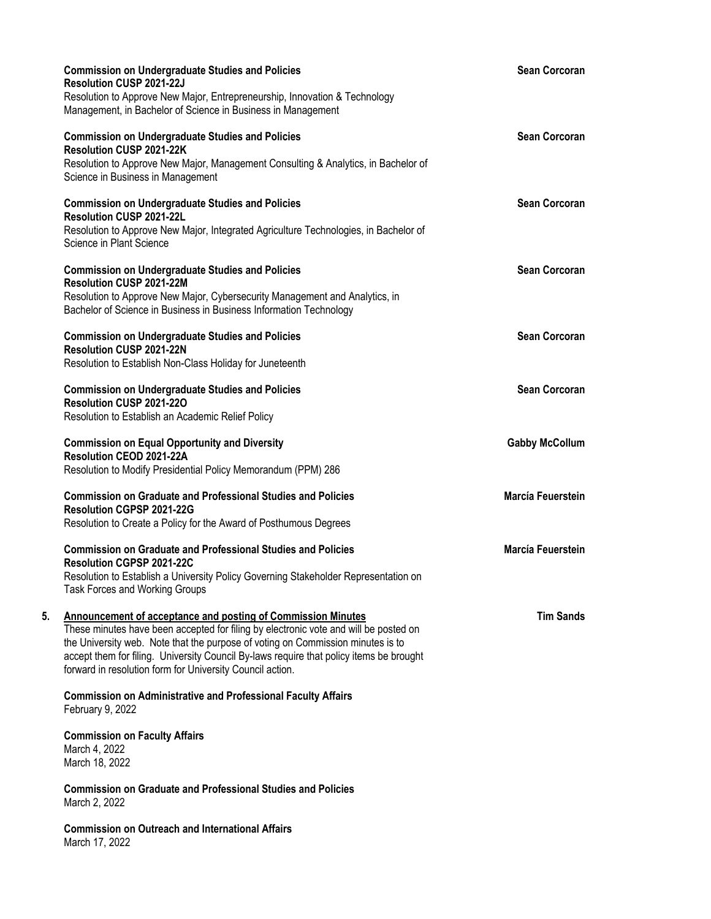**Commission on Undergraduate Studies and Policies** — **Sean Corcoran**
**Resolution CUSP 2021-22J**
Resolution to Approve New Major, Entrepreneurship, Innovation & Technology Management, in Bachelor of Science in Business in Management

**Commission on Undergraduate Studies and Policies** — **Sean Corcoran**
**Resolution CUSP 2021-22K**
Resolution to Approve New Major, Management Consulting & Analytics, in Bachelor of Science in Business in Management

**Commission on Undergraduate Studies and Policies** — **Sean Corcoran**
**Resolution CUSP 2021-22L**
Resolution to Approve New Major, Integrated Agriculture Technologies, in Bachelor of Science in Plant Science

**Commission on Undergraduate Studies and Policies** — **Sean Corcoran**
**Resolution CUSP 2021-22M**
Resolution to Approve New Major, Cybersecurity Management and Analytics, in Bachelor of Science in Business in Business Information Technology

**Commission on Undergraduate Studies and Policies** — **Sean Corcoran**
**Resolution CUSP 2021-22N**
Resolution to Establish Non-Class Holiday for Juneteenth

**Commission on Undergraduate Studies and Policies** — **Sean Corcoran**
**Resolution CUSP 2021-22O**
Resolution to Establish an Academic Relief Policy

**Commission on Equal Opportunity and Diversity** — **Gabby McCollum**
**Resolution CEOD 2021-22A**
Resolution to Modify Presidential Policy Memorandum (PPM) 286

**Commission on Graduate and Professional Studies and Policies** — **Marcía Feuerstein**
**Resolution CGPSP 2021-22G**
Resolution to Create a Policy for the Award of Posthumous Degrees

**Commission on Graduate and Professional Studies and Policies** — **Marcía Feuerstein**
**Resolution CGPSP 2021-22C**
Resolution to Establish a University Policy Governing Stakeholder Representation on Task Forces and Working Groups

5. **Announcement of acceptance and posting of Commission Minutes** — **Tim Sands**
These minutes have been accepted for filing by electronic vote and will be posted on the University web. Note that the purpose of voting on Commission minutes is to accept them for filing. University Council By-laws require that policy items be brought forward in resolution form for University Council action.

**Commission on Administrative and Professional Faculty Affairs**
February 9, 2022

**Commission on Faculty Affairs**
March 4, 2022
March 18, 2022

**Commission on Graduate and Professional Studies and Policies**
March 2, 2022

**Commission on Outreach and International Affairs**
March 17, 2022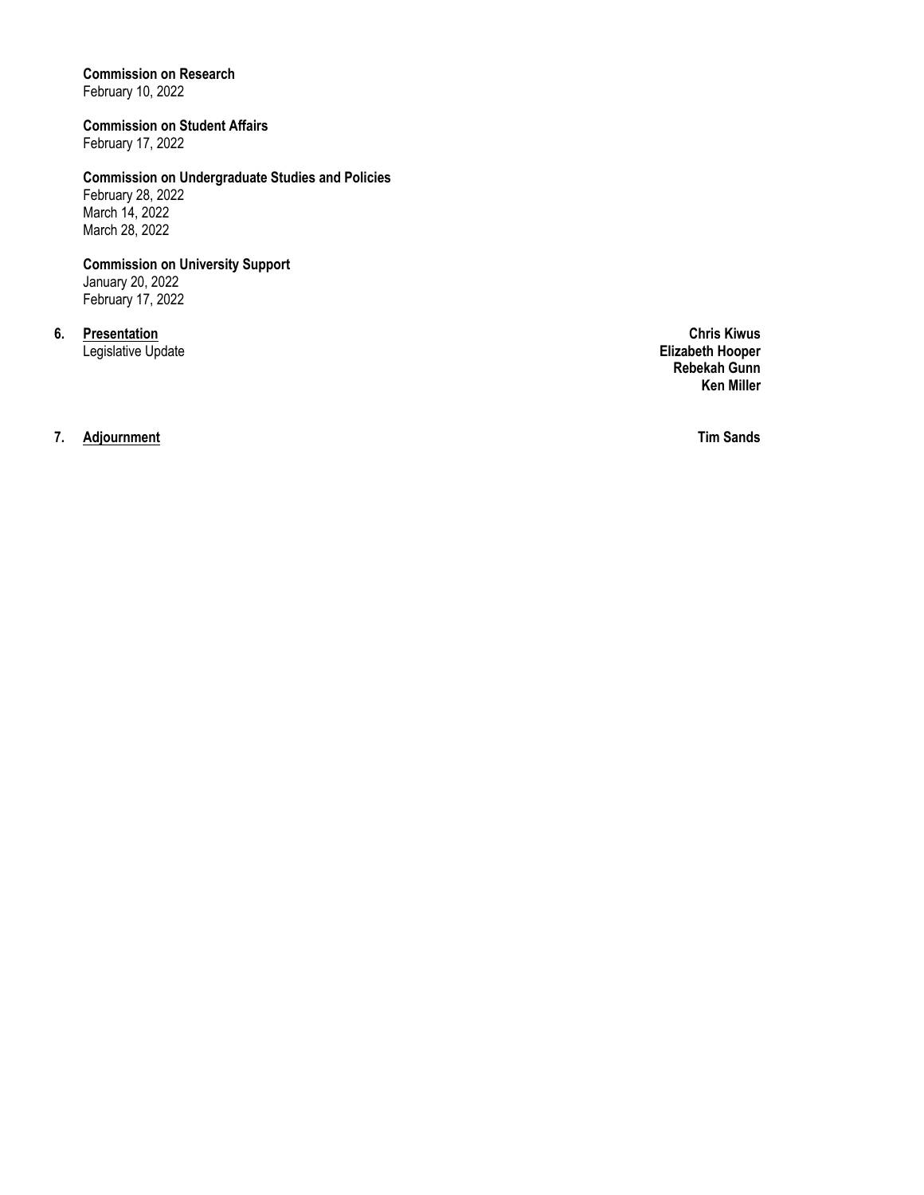**Commission on Research**
February 10, 2022

**Commission on Student Affairs**
February 17, 2022

**Commission on Undergraduate Studies and Policies**
February 28, 2022
March 14, 2022
March 28, 2022

**Commission on University Support**
January 20, 2022
February 17, 2022

6. **Presentation** — **Chris Kiwus**, **Elizabeth Hooper**, **Rebekah Gunn**, **Ken Miller**
   Legislative Update

7. **Adjournment** — **Tim Sands**